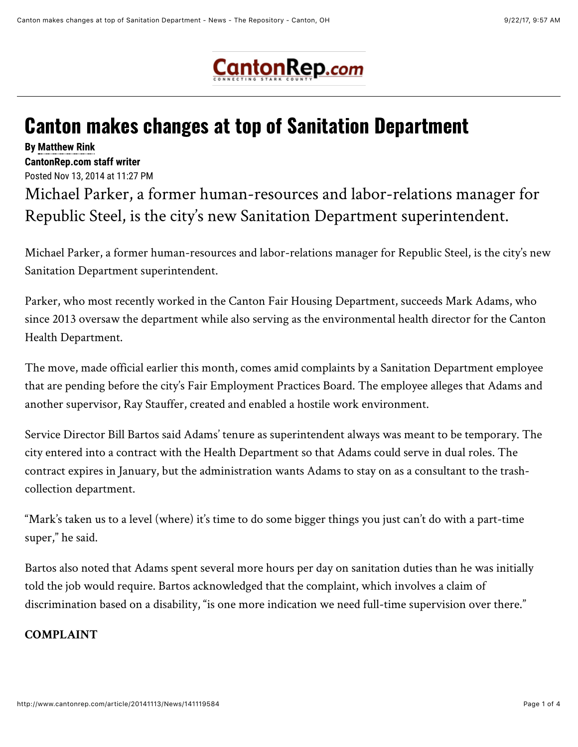# Canton makes changes at top of Sanitation Department

**By Matthew Rink**
**CantonRep.com staff writer**
Posted Nov 13, 2014 at 11:27 PM

Michael Parker, a former human-resources and labor-relations manager for Republic Steel, is the city's new Sanitation Department superintendent.

Michael Parker, a former human-resources and labor-relations manager for Republic Steel, is the city's new Sanitation Department superintendent.

Parker, who most recently worked in the Canton Fair Housing Department, succeeds Mark Adams, who since 2013 oversaw the department while also serving as the environmental health director for the Canton Health Department.

The move, made official earlier this month, comes amid complaints by a Sanitation Department employee that are pending before the city's Fair Employment Practices Board. The employee alleges that Adams and another supervisor, Ray Stauffer, created and enabled a hostile work environment.

Service Director Bill Bartos said Adams' tenure as superintendent always was meant to be temporary. The city entered into a contract with the Health Department so that Adams could serve in dual roles. The contract expires in January, but the administration wants Adams to stay on as a consultant to the trash-collection department.

"Mark's taken us to a level (where) it's time to do some bigger things you just can't do with a part-time super," he said.

Bartos also noted that Adams spent several more hours per day on sanitation duties than he was initially told the job would require. Bartos acknowledged that the complaint, which involves a claim of discrimination based on a disability, "is one more indication we need full-time supervision over there."

**COMPLAINT**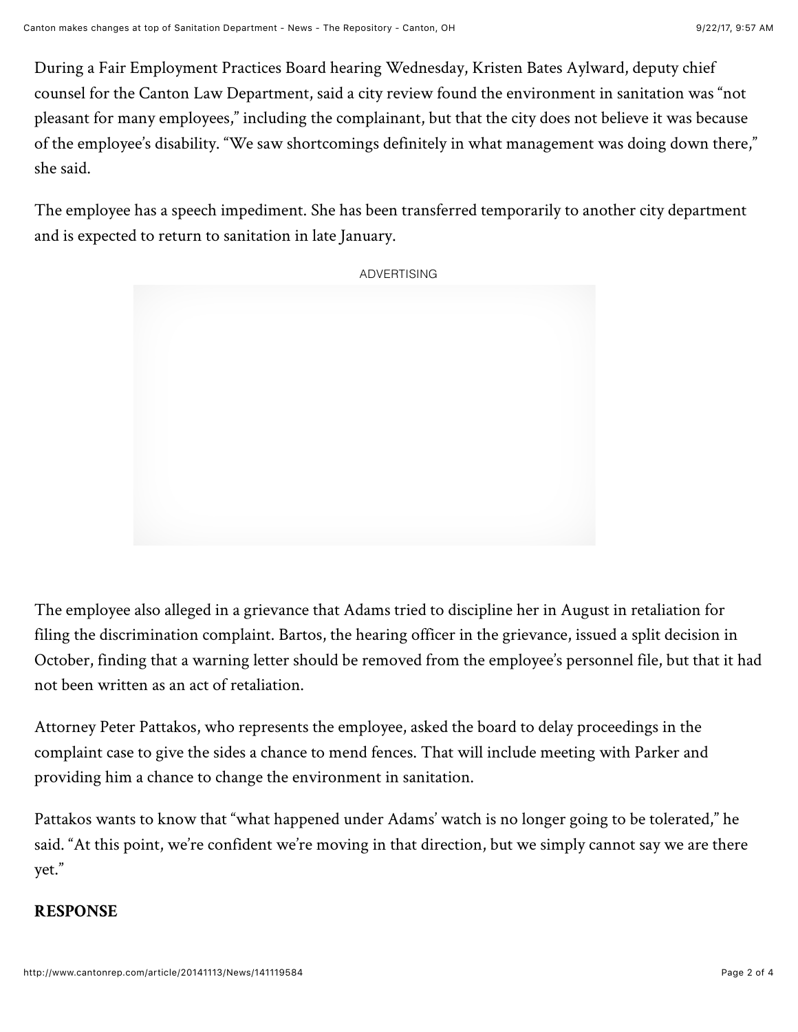During a Fair Employment Practices Board hearing Wednesday, Kristen Bates Aylward, deputy chief counsel for the Canton Law Department, said a city review found the environment in sanitation was "not pleasant for many employees," including the complainant, but that the city does not believe it was because of the employee's disability. "We saw shortcomings definitely in what management was doing down there," she said.

The employee has a speech impediment. She has been transferred temporarily to another city department and is expected to return to sanitation in late January.

The employee also alleged in a grievance that Adams tried to discipline her in August in retaliation for filing the discrimination complaint. Bartos, the hearing officer in the grievance, issued a split decision in October, finding that a warning letter should be removed from the employee's personnel file, but that it had not been written as an act of retaliation.

Attorney Peter Pattakos, who represents the employee, asked the board to delay proceedings in the complaint case to give the sides a chance to mend fences. That will include meeting with Parker and providing him a chance to change the environment in sanitation.

Pattakos wants to know that "what happened under Adams' watch is no longer going to be tolerated," he said. "At this point, we're confident we're moving in that direction, but we simply cannot say we are there yet."

**RESPONSE**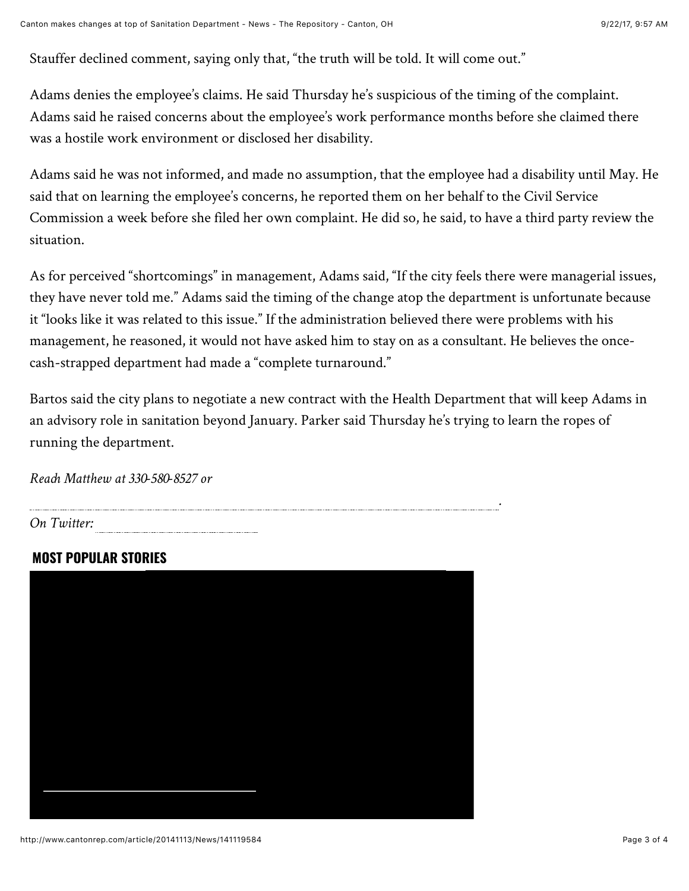Stauffer declined comment, saying only that, "the truth will be told. It will come out."

Adams denies the employee's claims. He said Thursday he's suspicious of the timing of the complaint. Adams said he raised concerns about the employee's work performance months before she claimed there was a hostile work environment or disclosed her disability.

Adams said he was not informed, and made no assumption, that the employee had a disability until May. He said that on learning the employee's concerns, he reported them on her behalf to the Civil Service Commission a week before she filed her own complaint. He did so, he said, to have a third party review the situation.

As for perceived "shortcomings" in management, Adams said, "If the city feels there were managerial issues, they have never told me." Adams said the timing of the change atop the department is unfortunate because it "looks like it was related to this issue." If the administration believed there were problems with his management, he reasoned, it would not have asked him to stay on as a consultant. He believes the once-cash-strapped department had made a "complete turnaround."

Bartos said the city plans to negotiate a new contract with the Health Department that will keep Adams in an advisory role in sanitation beyond January. Parker said Thursday he's trying to learn the ropes of running the department.

*Reach Matthew at 330-580-8527 or*

*.*

*On Twitter:*

## MOST POPULAR STORIES